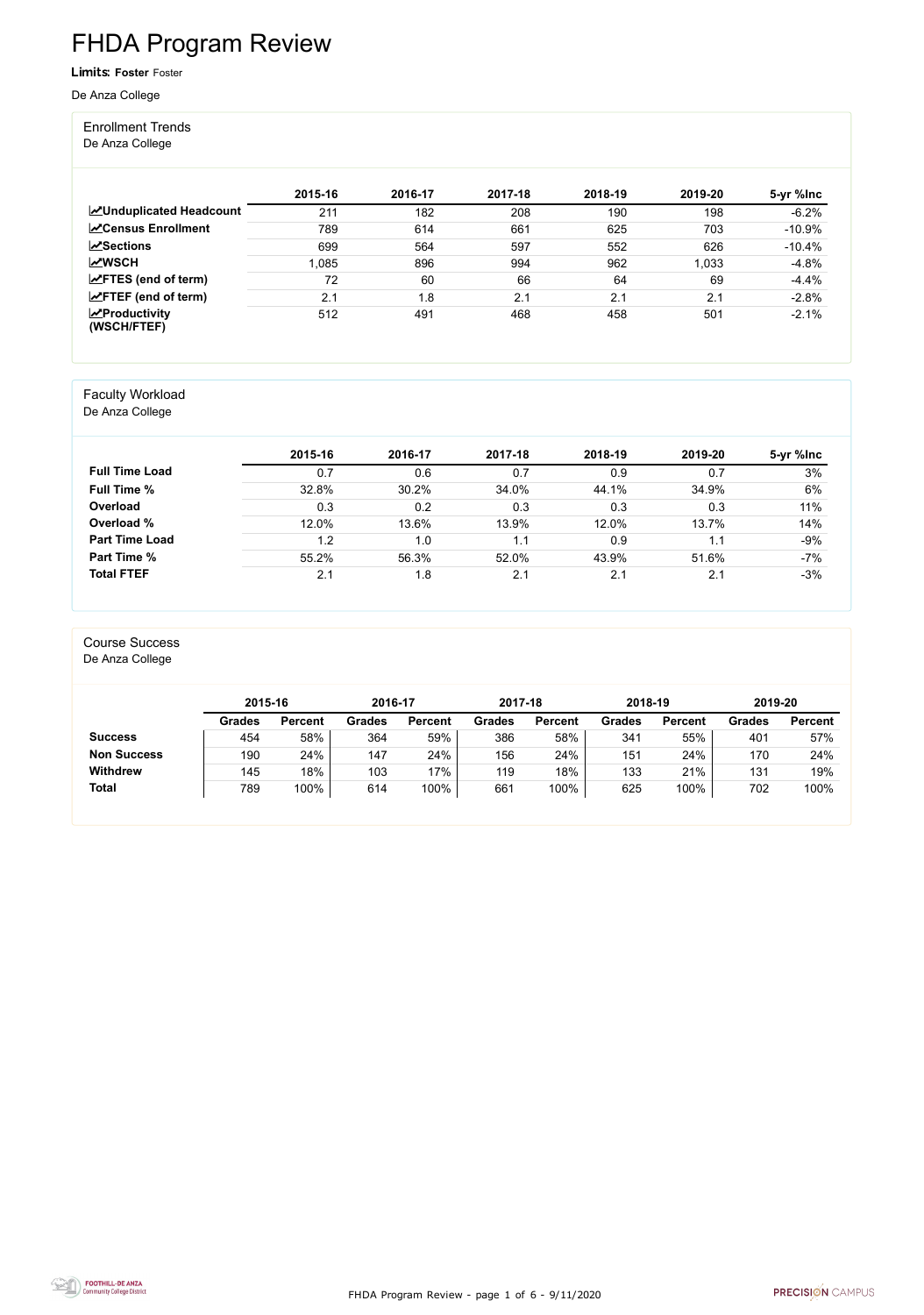# FHDA Program Review

**Limits: Foster** Foster

De Anza College

## Enrollment Trends

De Anza College

| | 2015-16 | 2016-17 | 2017-18 | 2018-19 | 2019-20 | 5-yr %Inc |
|---|---|---|---|---|---|---|
| **Unduplicated Headcount** | 211 | 182 | 208 | 190 | 198 | -6.2% |
| **Census Enrollment** | 789 | 614 | 661 | 625 | 703 | -10.9% |
| **Sections** | 699 | 564 | 597 | 552 | 626 | -10.4% |
| **WSCH** | 1,085 | 896 | 994 | 962 | 1,033 | -4.8% |
| **FTES (end of term)** | 72 | 60 | 66 | 64 | 69 | -4.4% |
| **FTEF (end of term)** | 2.1 | 1.8 | 2.1 | 2.1 | 2.1 | -2.8% |
| **Productivity (WSCH/FTEF)** | 512 | 491 | 468 | 458 | 501 | -2.1% |

## Faculty Workload

De Anza College

| | 2015-16 | 2016-17 | 2017-18 | 2018-19 | 2019-20 | 5-yr %Inc |
|---|---|---|---|---|---|---|
| **Full Time Load** | 0.7 | 0.6 | 0.7 | 0.9 | 0.7 | 3% |
| **Full Time %** | 32.8% | 30.2% | 34.0% | 44.1% | 34.9% | 6% |
| **Overload** | 0.3 | 0.2 | 0.3 | 0.3 | 0.3 | 11% |
| **Overload %** | 12.0% | 13.6% | 13.9% | 12.0% | 13.7% | 14% |
| **Part Time Load** | 1.2 | 1.0 | 1.1 | 0.9 | 1.1 | -9% |
| **Part Time %** | 55.2% | 56.3% | 52.0% | 43.9% | 51.6% | -7% |
| **Total FTEF** | 2.1 | 1.8 | 2.1 | 2.1 | 2.1 | -3% |

## Course Success

De Anza College

| | 2015-16 | | 2016-17 | | 2017-18 | | 2018-19 | | 2019-20 | |
|---|---|---|---|---|---|---|---|---|---|---|
| | Grades | Percent | Grades | Percent | Grades | Percent | Grades | Percent | Grades | Percent |
| **Success** | 454 | 58% | 364 | 59% | 386 | 58% | 341 | 55% | 401 | 57% |
| **Non Success** | 190 | 24% | 147 | 24% | 156 | 24% | 151 | 24% | 170 | 24% |
| **Withdrew** | 145 | 18% | 103 | 17% | 119 | 18% | 133 | 21% | 131 | 19% |
| **Total** | 789 | 100% | 614 | 100% | 661 | 100% | 625 | 100% | 702 | 100% |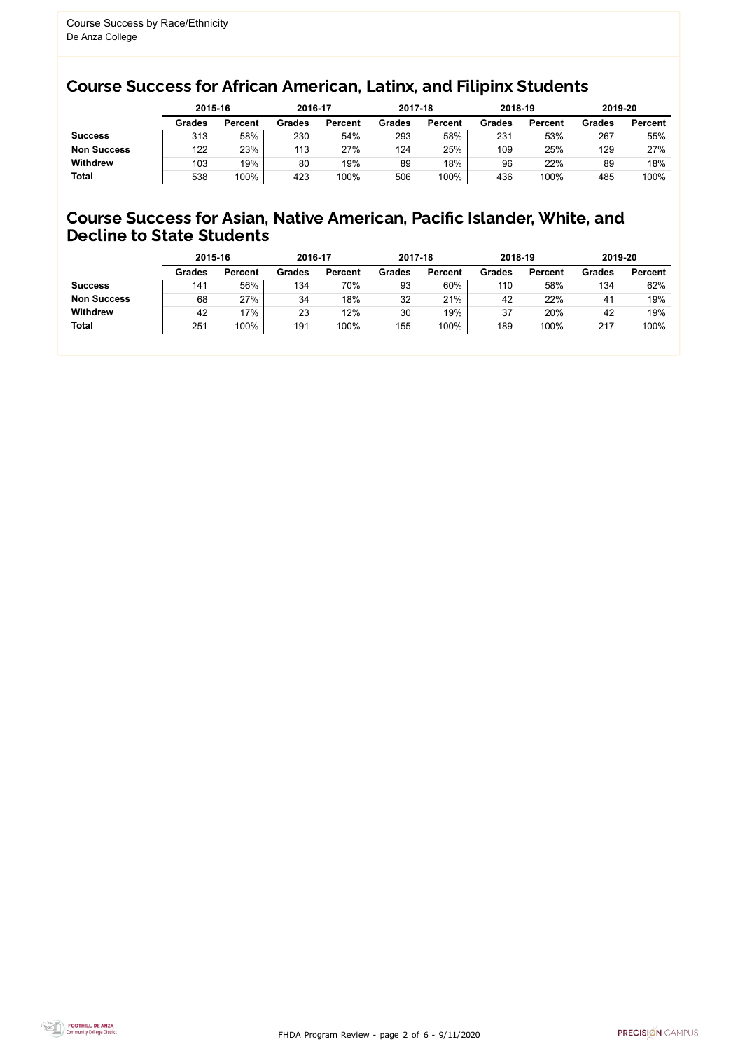Course Success by Race/Ethnicity
De Anza College

## Course Success for African American, Latinx, and Filipinx Students

| | 2015-16 | | 2016-17 | | 2017-18 | | 2018-19 | | 2019-20 | |
|---|---|---|---|---|---|---|---|---|---|---|
| | **Grades** | **Percent** | **Grades** | **Percent** | **Grades** | **Percent** | **Grades** | **Percent** | **Grades** | **Percent** |
| **Success** | 313 | 58% | 230 | 54% | 293 | 58% | 231 | 53% | 267 | 55% |
| **Non Success** | 122 | 23% | 113 | 27% | 124 | 25% | 109 | 25% | 129 | 27% |
| **Withdrew** | 103 | 19% | 80 | 19% | 89 | 18% | 96 | 22% | 89 | 18% |
| **Total** | 538 | 100% | 423 | 100% | 506 | 100% | 436 | 100% | 485 | 100% |

## Course Success for Asian, Native American, Pacific Islander, White, and Decline to State Students

| | 2015-16 | | 2016-17 | | 2017-18 | | 2018-19 | | 2019-20 | |
|---|---|---|---|---|---|---|---|---|---|---|
| | **Grades** | **Percent** | **Grades** | **Percent** | **Grades** | **Percent** | **Grades** | **Percent** | **Grades** | **Percent** |
| **Success** | 141 | 56% | 134 | 70% | 93 | 60% | 110 | 58% | 134 | 62% |
| **Non Success** | 68 | 27% | 34 | 18% | 32 | 21% | 42 | 22% | 41 | 19% |
| **Withdrew** | 42 | 17% | 23 | 12% | 30 | 19% | 37 | 20% | 42 | 19% |
| **Total** | 251 | 100% | 191 | 100% | 155 | 100% | 189 | 100% | 217 | 100% |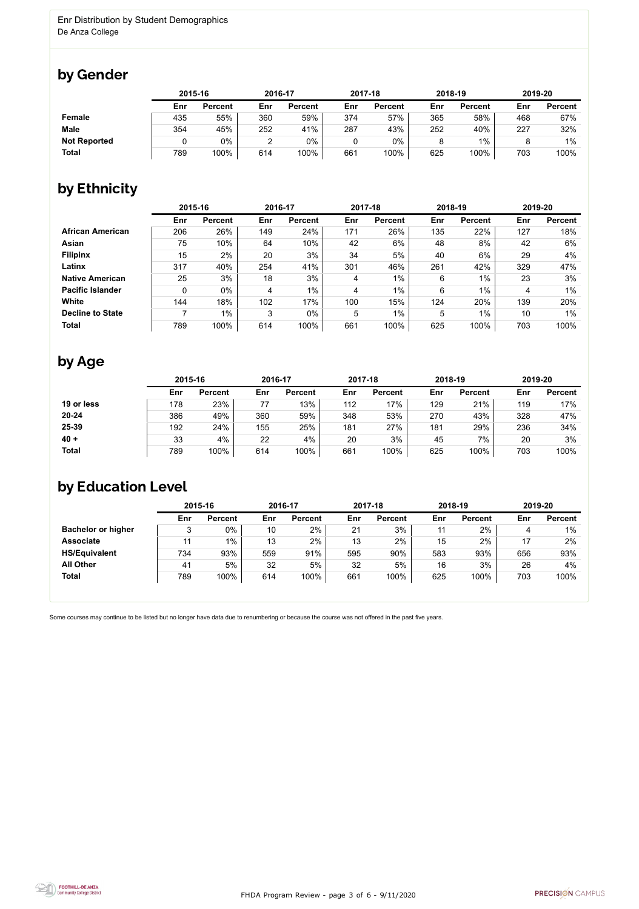Enr Distribution by Student Demographics
De Anza College

## by Gender

| | 2015-16 | | 2016-17 | | 2017-18 | | 2018-19 | | 2019-20 | |
|---|---|---|---|---|---|---|---|---|---|---|
| | Enr | Percent | Enr | Percent | Enr | Percent | Enr | Percent | Enr | Percent |
| **Female** | 435 | 55% | 360 | 59% | 374 | 57% | 365 | 58% | 468 | 67% |
| **Male** | 354 | 45% | 252 | 41% | 287 | 43% | 252 | 40% | 227 | 32% |
| **Not Reported** | 0 | 0% | 2 | 0% | 0 | 0% | 8 | 1% | 8 | 1% |
| **Total** | 789 | 100% | 614 | 100% | 661 | 100% | 625 | 100% | 703 | 100% |

## by Ethnicity

| | 2015-16 | | 2016-17 | | 2017-18 | | 2018-19 | | 2019-20 | |
|---|---|---|---|---|---|---|---|---|---|---|
| | Enr | Percent | Enr | Percent | Enr | Percent | Enr | Percent | Enr | Percent |
| **African American** | 206 | 26% | 149 | 24% | 171 | 26% | 135 | 22% | 127 | 18% |
| **Asian** | 75 | 10% | 64 | 10% | 42 | 6% | 48 | 8% | 42 | 6% |
| **Filipinx** | 15 | 2% | 20 | 3% | 34 | 5% | 40 | 6% | 29 | 4% |
| **Latinx** | 317 | 40% | 254 | 41% | 301 | 46% | 261 | 42% | 329 | 47% |
| **Native American** | 25 | 3% | 18 | 3% | 4 | 1% | 6 | 1% | 23 | 3% |
| **Pacific Islander** | 0 | 0% | 4 | 1% | 4 | 1% | 6 | 1% | 4 | 1% |
| **White** | 144 | 18% | 102 | 17% | 100 | 15% | 124 | 20% | 139 | 20% |
| **Decline to State** | 7 | 1% | 3 | 0% | 5 | 1% | 5 | 1% | 10 | 1% |
| **Total** | 789 | 100% | 614 | 100% | 661 | 100% | 625 | 100% | 703 | 100% |

## by Age

| | 2015-16 | | 2016-17 | | 2017-18 | | 2018-19 | | 2019-20 | |
|---|---|---|---|---|---|---|---|---|---|---|
| | Enr | Percent | Enr | Percent | Enr | Percent | Enr | Percent | Enr | Percent |
| **19 or less** | 178 | 23% | 77 | 13% | 112 | 17% | 129 | 21% | 119 | 17% |
| **20-24** | 386 | 49% | 360 | 59% | 348 | 53% | 270 | 43% | 328 | 47% |
| **25-39** | 192 | 24% | 155 | 25% | 181 | 27% | 181 | 29% | 236 | 34% |
| **40 +** | 33 | 4% | 22 | 4% | 20 | 3% | 45 | 7% | 20 | 3% |
| **Total** | 789 | 100% | 614 | 100% | 661 | 100% | 625 | 100% | 703 | 100% |

## by Education Level

| | 2015-16 | | 2016-17 | | 2017-18 | | 2018-19 | | 2019-20 | |
|---|---|---|---|---|---|---|---|---|---|---|
| | Enr | Percent | Enr | Percent | Enr | Percent | Enr | Percent | Enr | Percent |
| **Bachelor or higher** | 3 | 0% | 10 | 2% | 21 | 3% | 11 | 2% | 4 | 1% |
| **Associate** | 11 | 1% | 13 | 2% | 13 | 2% | 15 | 2% | 17 | 2% |
| **HS/Equivalent** | 734 | 93% | 559 | 91% | 595 | 90% | 583 | 93% | 656 | 93% |
| **All Other** | 41 | 5% | 32 | 5% | 32 | 5% | 16 | 3% | 26 | 4% |
| **Total** | 789 | 100% | 614 | 100% | 661 | 100% | 625 | 100% | 703 | 100% |

Some courses may continue to be listed but no longer have data due to renumbering or because the course was not offered in the past five years.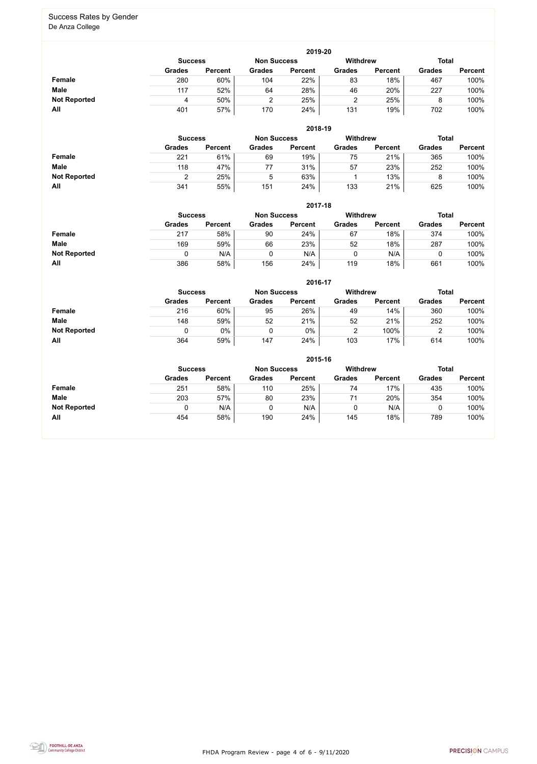## Success Rates by Gender

De Anza College

### 2019-20

| | Success | | Non Success | | Withdrew | | Total | |
|---|---|---|---|---|---|---|---|---|
| | Grades | Percent | Grades | Percent | Grades | Percent | Grades | Percent |
| **Female** | 280 | 60% | 104 | 22% | 83 | 18% | 467 | 100% |
| **Male** | 117 | 52% | 64 | 28% | 46 | 20% | 227 | 100% |
| **Not Reported** | 4 | 50% | 2 | 25% | 2 | 25% | 8 | 100% |
| **All** | 401 | 57% | 170 | 24% | 131 | 19% | 702 | 100% |

### 2018-19

| | Success | | Non Success | | Withdrew | | Total | |
|---|---|---|---|---|---|---|---|---|
| | Grades | Percent | Grades | Percent | Grades | Percent | Grades | Percent |
| **Female** | 221 | 61% | 69 | 19% | 75 | 21% | 365 | 100% |
| **Male** | 118 | 47% | 77 | 31% | 57 | 23% | 252 | 100% |
| **Not Reported** | 2 | 25% | 5 | 63% | 1 | 13% | 8 | 100% |
| **All** | 341 | 55% | 151 | 24% | 133 | 21% | 625 | 100% |

### 2017-18

| | Success | | Non Success | | Withdrew | | Total | |
|---|---|---|---|---|---|---|---|---|
| | Grades | Percent | Grades | Percent | Grades | Percent | Grades | Percent |
| **Female** | 217 | 58% | 90 | 24% | 67 | 18% | 374 | 100% |
| **Male** | 169 | 59% | 66 | 23% | 52 | 18% | 287 | 100% |
| **Not Reported** | 0 | N/A | 0 | N/A | 0 | N/A | 0 | 100% |
| **All** | 386 | 58% | 156 | 24% | 119 | 18% | 661 | 100% |

### 2016-17

| | Success | | Non Success | | Withdrew | | Total | |
|---|---|---|---|---|---|---|---|---|
| | Grades | Percent | Grades | Percent | Grades | Percent | Grades | Percent |
| **Female** | 216 | 60% | 95 | 26% | 49 | 14% | 360 | 100% |
| **Male** | 148 | 59% | 52 | 21% | 52 | 21% | 252 | 100% |
| **Not Reported** | 0 | 0% | 0 | 0% | 2 | 100% | 2 | 100% |
| **All** | 364 | 59% | 147 | 24% | 103 | 17% | 614 | 100% |

### 2015-16

| | Success | | Non Success | | Withdrew | | Total | |
|---|---|---|---|---|---|---|---|---|
| | Grades | Percent | Grades | Percent | Grades | Percent | Grades | Percent |
| **Female** | 251 | 58% | 110 | 25% | 74 | 17% | 435 | 100% |
| **Male** | 203 | 57% | 80 | 23% | 71 | 20% | 354 | 100% |
| **Not Reported** | 0 | N/A | 0 | N/A | 0 | N/A | 0 | 100% |
| **All** | 454 | 58% | 190 | 24% | 145 | 18% | 789 | 100% |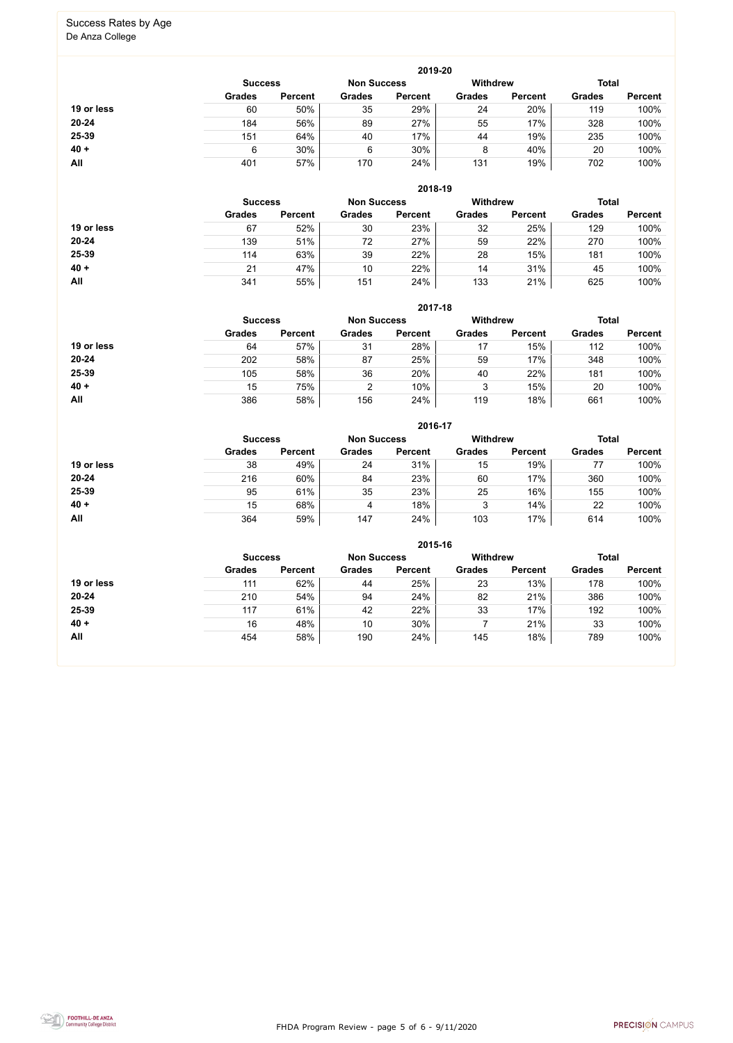# Success Rates by Age

De Anza College

### 2019-20

| | Success | | Non Success | | Withdrew | | Total | |
|---|---|---|---|---|---|---|---|---|
| | Grades | Percent | Grades | Percent | Grades | Percent | Grades | Percent |
| **19 or less** | 60 | 50% | 35 | 29% | 24 | 20% | 119 | 100% |
| **20-24** | 184 | 56% | 89 | 27% | 55 | 17% | 328 | 100% |
| **25-39** | 151 | 64% | 40 | 17% | 44 | 19% | 235 | 100% |
| **40 +** | 6 | 30% | 6 | 30% | 8 | 40% | 20 | 100% |
| **All** | 401 | 57% | 170 | 24% | 131 | 19% | 702 | 100% |

### 2018-19

| | Success | | Non Success | | Withdrew | | Total | |
|---|---|---|---|---|---|---|---|---|
| | Grades | Percent | Grades | Percent | Grades | Percent | Grades | Percent |
| **19 or less** | 67 | 52% | 30 | 23% | 32 | 25% | 129 | 100% |
| **20-24** | 139 | 51% | 72 | 27% | 59 | 22% | 270 | 100% |
| **25-39** | 114 | 63% | 39 | 22% | 28 | 15% | 181 | 100% |
| **40 +** | 21 | 47% | 10 | 22% | 14 | 31% | 45 | 100% |
| **All** | 341 | 55% | 151 | 24% | 133 | 21% | 625 | 100% |

### 2017-18

| | Success | | Non Success | | Withdrew | | Total | |
|---|---|---|---|---|---|---|---|---|
| | Grades | Percent | Grades | Percent | Grades | Percent | Grades | Percent |
| **19 or less** | 64 | 57% | 31 | 28% | 17 | 15% | 112 | 100% |
| **20-24** | 202 | 58% | 87 | 25% | 59 | 17% | 348 | 100% |
| **25-39** | 105 | 58% | 36 | 20% | 40 | 22% | 181 | 100% |
| **40 +** | 15 | 75% | 2 | 10% | 3 | 15% | 20 | 100% |
| **All** | 386 | 58% | 156 | 24% | 119 | 18% | 661 | 100% |

### 2016-17

| | Success | | Non Success | | Withdrew | | Total | |
|---|---|---|---|---|---|---|---|---|
| | Grades | Percent | Grades | Percent | Grades | Percent | Grades | Percent |
| **19 or less** | 38 | 49% | 24 | 31% | 15 | 19% | 77 | 100% |
| **20-24** | 216 | 60% | 84 | 23% | 60 | 17% | 360 | 100% |
| **25-39** | 95 | 61% | 35 | 23% | 25 | 16% | 155 | 100% |
| **40 +** | 15 | 68% | 4 | 18% | 3 | 14% | 22 | 100% |
| **All** | 364 | 59% | 147 | 24% | 103 | 17% | 614 | 100% |

### 2015-16

| | Success | | Non Success | | Withdrew | | Total | |
|---|---|---|---|---|---|---|---|---|
| | Grades | Percent | Grades | Percent | Grades | Percent | Grades | Percent |
| **19 or less** | 111 | 62% | 44 | 25% | 23 | 13% | 178 | 100% |
| **20-24** | 210 | 54% | 94 | 24% | 82 | 21% | 386 | 100% |
| **25-39** | 117 | 61% | 42 | 22% | 33 | 17% | 192 | 100% |
| **40 +** | 16 | 48% | 10 | 30% | 7 | 21% | 33 | 100% |
| **All** | 454 | 58% | 190 | 24% | 145 | 18% | 789 | 100% |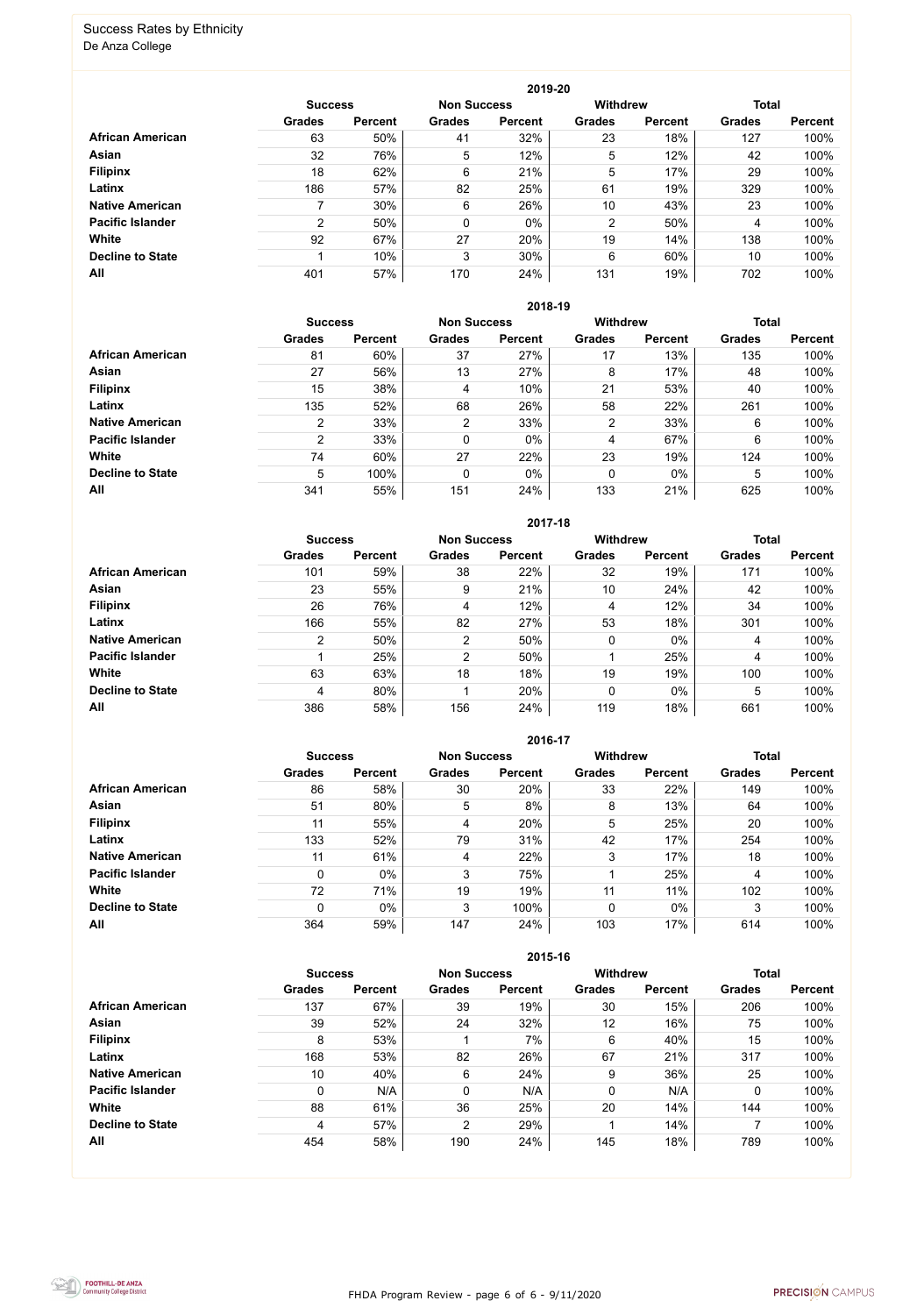# Success Rates by Ethnicity

De Anza College

| | 2019-20 | | | | | | | |
|---|---|---|---|---|---|---|---|---|
| | Success | | Non Success | | Withdrew | | Total | |
| | Grades | Percent | Grades | Percent | Grades | Percent | Grades | Percent |
| **African American** | 63 | 50% | 41 | 32% | 23 | 18% | 127 | 100% |
| **Asian** | 32 | 76% | 5 | 12% | 5 | 12% | 42 | 100% |
| **Filipinx** | 18 | 62% | 6 | 21% | 5 | 17% | 29 | 100% |
| **Latinx** | 186 | 57% | 82 | 25% | 61 | 19% | 329 | 100% |
| **Native American** | 7 | 30% | 6 | 26% | 10 | 43% | 23 | 100% |
| **Pacific Islander** | 2 | 50% | 0 | 0% | 2 | 50% | 4 | 100% |
| **White** | 92 | 67% | 27 | 20% | 19 | 14% | 138 | 100% |
| **Decline to State** | 1 | 10% | 3 | 30% | 6 | 60% | 10 | 100% |
| **All** | 401 | 57% | 170 | 24% | 131 | 19% | 702 | 100% |

| | 2018-19 | | | | | | | |
|---|---|---|---|---|---|---|---|---|
| | Success | | Non Success | | Withdrew | | Total | |
| | Grades | Percent | Grades | Percent | Grades | Percent | Grades | Percent |
| **African American** | 81 | 60% | 37 | 27% | 17 | 13% | 135 | 100% |
| **Asian** | 27 | 56% | 13 | 27% | 8 | 17% | 48 | 100% |
| **Filipinx** | 15 | 38% | 4 | 10% | 21 | 53% | 40 | 100% |
| **Latinx** | 135 | 52% | 68 | 26% | 58 | 22% | 261 | 100% |
| **Native American** | 2 | 33% | 2 | 33% | 2 | 33% | 6 | 100% |
| **Pacific Islander** | 2 | 33% | 0 | 0% | 4 | 67% | 6 | 100% |
| **White** | 74 | 60% | 27 | 22% | 23 | 19% | 124 | 100% |
| **Decline to State** | 5 | 100% | 0 | 0% | 0 | 0% | 5 | 100% |
| **All** | 341 | 55% | 151 | 24% | 133 | 21% | 625 | 100% |

| | 2017-18 | | | | | | | |
|---|---|---|---|---|---|---|---|---|
| | Success | | Non Success | | Withdrew | | Total | |
| | Grades | Percent | Grades | Percent | Grades | Percent | Grades | Percent |
| **African American** | 101 | 59% | 38 | 22% | 32 | 19% | 171 | 100% |
| **Asian** | 23 | 55% | 9 | 21% | 10 | 24% | 42 | 100% |
| **Filipinx** | 26 | 76% | 4 | 12% | 4 | 12% | 34 | 100% |
| **Latinx** | 166 | 55% | 82 | 27% | 53 | 18% | 301 | 100% |
| **Native American** | 2 | 50% | 2 | 50% | 0 | 0% | 4 | 100% |
| **Pacific Islander** | 1 | 25% | 2 | 50% | 1 | 25% | 4 | 100% |
| **White** | 63 | 63% | 18 | 18% | 19 | 19% | 100 | 100% |
| **Decline to State** | 4 | 80% | 1 | 20% | 0 | 0% | 5 | 100% |
| **All** | 386 | 58% | 156 | 24% | 119 | 18% | 661 | 100% |

| | 2016-17 | | | | | | | |
|---|---|---|---|---|---|---|---|---|
| | Success | | Non Success | | Withdrew | | Total | |
| | Grades | Percent | Grades | Percent | Grades | Percent | Grades | Percent |
| **African American** | 86 | 58% | 30 | 20% | 33 | 22% | 149 | 100% |
| **Asian** | 51 | 80% | 5 | 8% | 8 | 13% | 64 | 100% |
| **Filipinx** | 11 | 55% | 4 | 20% | 5 | 25% | 20 | 100% |
| **Latinx** | 133 | 52% | 79 | 31% | 42 | 17% | 254 | 100% |
| **Native American** | 11 | 61% | 4 | 22% | 3 | 17% | 18 | 100% |
| **Pacific Islander** | 0 | 0% | 3 | 75% | 1 | 25% | 4 | 100% |
| **White** | 72 | 71% | 19 | 19% | 11 | 11% | 102 | 100% |
| **Decline to State** | 0 | 0% | 3 | 100% | 0 | 0% | 3 | 100% |
| **All** | 364 | 59% | 147 | 24% | 103 | 17% | 614 | 100% |

| | 2015-16 | | | | | | | |
|---|---|---|---|---|---|---|---|---|
| | Success | | Non Success | | Withdrew | | Total | |
| | Grades | Percent | Grades | Percent | Grades | Percent | Grades | Percent |
| **African American** | 137 | 67% | 39 | 19% | 30 | 15% | 206 | 100% |
| **Asian** | 39 | 52% | 24 | 32% | 12 | 16% | 75 | 100% |
| **Filipinx** | 8 | 53% | 1 | 7% | 6 | 40% | 15 | 100% |
| **Latinx** | 168 | 53% | 82 | 26% | 67 | 21% | 317 | 100% |
| **Native American** | 10 | 40% | 6 | 24% | 9 | 36% | 25 | 100% |
| **Pacific Islander** | 0 | N/A | 0 | N/A | 0 | N/A | 0 | 100% |
| **White** | 88 | 61% | 36 | 25% | 20 | 14% | 144 | 100% |
| **Decline to State** | 4 | 57% | 2 | 29% | 1 | 14% | 7 | 100% |
| **All** | 454 | 58% | 190 | 24% | 145 | 18% | 789 | 100% |